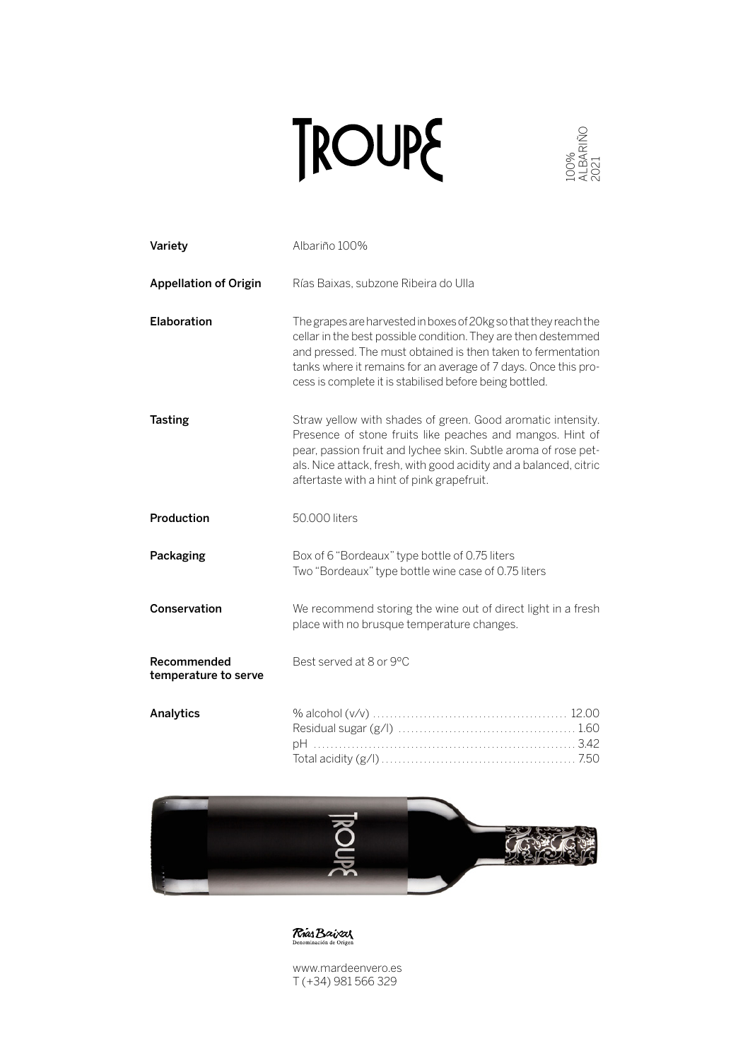# TROUPE

100%
ALBARIÑO
2021

| | |
|---|---|
| **Variety** | Albariño 100% |
| **Appellation of Origin** | Rías Baixas, subzone Ribeira do Ulla |
| **Elaboration** | The grapes are harvested in boxes of 20kg so that they reach the cellar in the best possible condition. They are then destemmed and pressed. The must obtained is then taken to fermentation tanks where it remains for an average of 7 days. Once this process is complete it is stabilised before being bottled. |
| **Tasting** | Straw yellow with shades of green. Good aromatic intensity. Presence of stone fruits like peaches and mangos. Hint of pear, passion fruit and lychee skin. Subtle aroma of rose petals. Nice attack, fresh, with good acidity and a balanced, citric aftertaste with a hint of pink grapefruit. |
| **Production** | 50.000 liters |
| **Packaging** | Box of 6 "Bordeaux" type bottle of 0.75 liters<br>Two "Bordeaux" type bottle wine case of 0.75 liters |
| **Conservation** | We recommend storing the wine out of direct light in a fresh place with no brusque temperature changes. |
| **Recommended temperature to serve** | Best served at 8 or 9ºC |

**Analytics**

| | |
|---|---|
| % alcohol (v/v) | 12.00 |
| Residual sugar (g/l) | 1.60 |
| pH | 3.42 |
| Total acidity (g/l) | 7.50 |

Rías Baixas
Denominación de Origen

www.mardeenvero.es
T (+34) 981 566 329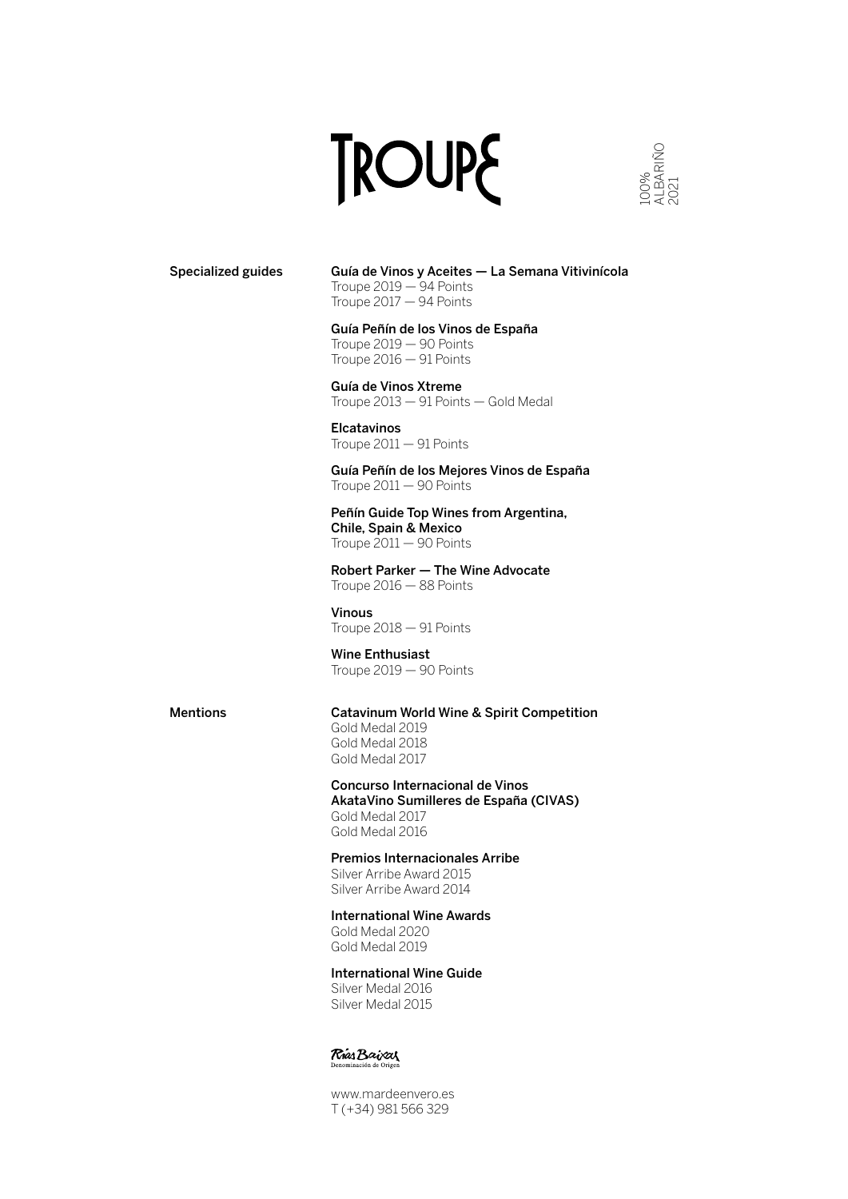# TROUPE

100%
ALBARIÑO
2021

## Specialized guides

**Guía de Vinos y Aceites — La Semana Vitivinícola**
Troupe 2019 — 94 Points
Troupe 2017 — 94 Points

**Guía Peñín de los Vinos de España**
Troupe 2019 — 90 Points
Troupe 2016 — 91 Points

**Guía de Vinos Xtreme**
Troupe 2013 — 91 Points — Gold Medal

**Elcatavinos**
Troupe 2011 — 91 Points

**Guía Peñín de los Mejores Vinos de España**
Troupe 2011 — 90 Points

**Peñín Guide Top Wines from Argentina, Chile, Spain & Mexico**
Troupe 2011 — 90 Points

**Robert Parker — The Wine Advocate**
Troupe 2016 — 88 Points

**Vinous**
Troupe 2018 — 91 Points

**Wine Enthusiast**
Troupe 2019 — 90 Points

## Mentions

**Catavinum World Wine & Spirit Competition**
Gold Medal 2019
Gold Medal 2018
Gold Medal 2017

**Concurso Internacional de Vinos AkataVino Sumilleres de España (CIVAS)**
Gold Medal 2017
Gold Medal 2016

**Premios Internacionales Arribe**
Silver Arribe Award 2015
Silver Arribe Award 2014

**International Wine Awards**
Gold Medal 2020
Gold Medal 2019

**International Wine Guide**
Silver Medal 2016
Silver Medal 2015

Rías Baixas
Denominación de Origen

www.mardeenvero.es
T (+34) 981 566 329